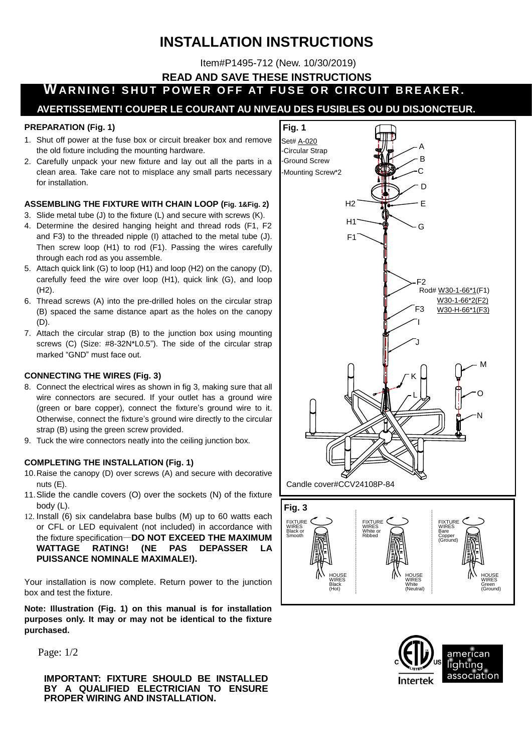# INSTALLATION INSTRUCTIONS

Item#P1495-712 (New. 10/30/2019)

**READ AND SAVE THESE INSTRUCTIONS**

**WARNING! SHUT POWER OFF AT FUSE OR CIRCUIT BREAKER.**

**AVERTISSEMENT! COUPER LE COURANT AU NIVEAU DES FUSIBLES OU DU DISJONCTEUR.**

### PREPARATION (Fig. 1)

1. Shut off power at the fuse box or circuit breaker box and remove the old fixture including the mounting hardware.
2. Carefully unpack your new fixture and lay out all the parts in a clean area. Take care not to misplace any small parts necessary for installation.

### ASSEMBLING THE FIXTURE WITH CHAIN LOOP (Fig. 1&Fig. 2)

3. Slide metal tube (J) to the fixture (L) and secure with screws (K).
4. Determine the desired hanging height and thread rods (F1, F2 and F3) to the threaded nipple (I) attached to the metal tube (J). Then screw loop (H1) to rod (F1). Passing the wires carefully through each rod as you assemble.
5. Attach quick link (G) to loop (H1) and loop (H2) on the canopy (D), carefully feed the wire over loop (H1), quick link (G), and loop (H2).
6. Thread screws (A) into the pre-drilled holes on the circular strap (B) spaced the same distance apart as the holes on the canopy (D).
7. Attach the circular strap (B) to the junction box using mounting screws (C) (Size: #8-32N*L0.5"). The side of the circular strap marked "GND" must face out.

### CONNECTING THE WIRES (Fig. 3)

8. Connect the electrical wires as shown in fig 3, making sure that all wire connectors are secured. If your outlet has a ground wire (green or bare copper), connect the fixture's ground wire to it. Otherwise, connect the fixture's ground wire directly to the circular strap (B) using the green screw provided.
9. Tuck the wire connectors neatly into the ceiling junction box.

### COMPLETING THE INSTALLATION (Fig. 1)

10. Raise the canopy (D) over screws (A) and secure with decorative nuts (E).
11. Slide the candle covers (O) over the sockets (N) of the fixture body (L).
12. Install (6) six candelabra base bulbs (M) up to 60 watts each or CFL or LED equivalent (not included) in accordance with the fixture specification—**DO NOT EXCEED THE MAXIMUM WATTAGE RATING! (NE PAS DEPASSER LA PUISSANCE NOMINALE MAXIMALE!).**

Your installation is now complete. Return power to the junction box and test the fixture.

**Note: Illustration (Fig. 1) on this manual is for installation purposes only. It may or may not be identical to the fixture purchased.**

**Fig. 1**

Set# A-020
- Circular Strap
- Ground Screw
- Mounting Screw*2

A, B, C, D, E, G, H1, H2, F1, F2, F3, I, J, K, L, M, N, O

Rod# W30-1-66*1(F1)
W30-1-66*2(F2)
W30-H-66*1(F3)

Candle cover#CCV24108P-84

**Fig. 3**

| FIXTURE WIRES Black or Smooth | FIXTURE WIRES White or Ribbed | FIXTURE WIRES Bare Copper (Ground) |
|---|---|---|
| HOUSE WIRES Black (Hot) | HOUSE WIRES White (Neutral) | HOUSE WIRES Green (Ground) |

**IMPORTANT: FIXTURE SHOULD BE INSTALLED BY A QUALIFIED ELECTRICIAN TO ENSURE PROPER WIRING AND INSTALLATION.**

Intertek

american lighting association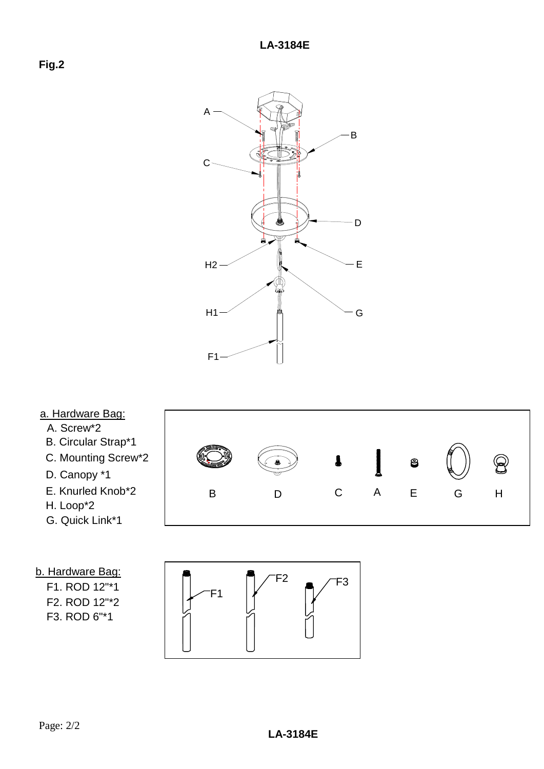**LA-3184E**

**Fig.2**

A
B
C
D
H2
E
H1
G
F1

a. Hardware Bag:

- A. Screw*2
- B. Circular Strap*1
- C. Mounting Screw*2
- D. Canopy *1
- E. Knurled Knob*2
- H. Loop*2
- G. Quick Link*1

B D C A E G H

b. Hardware Bag:

- F1. ROD 12"*1
- F2. ROD 12"*2
- F3. ROD 6"*1

F1 F2 F3